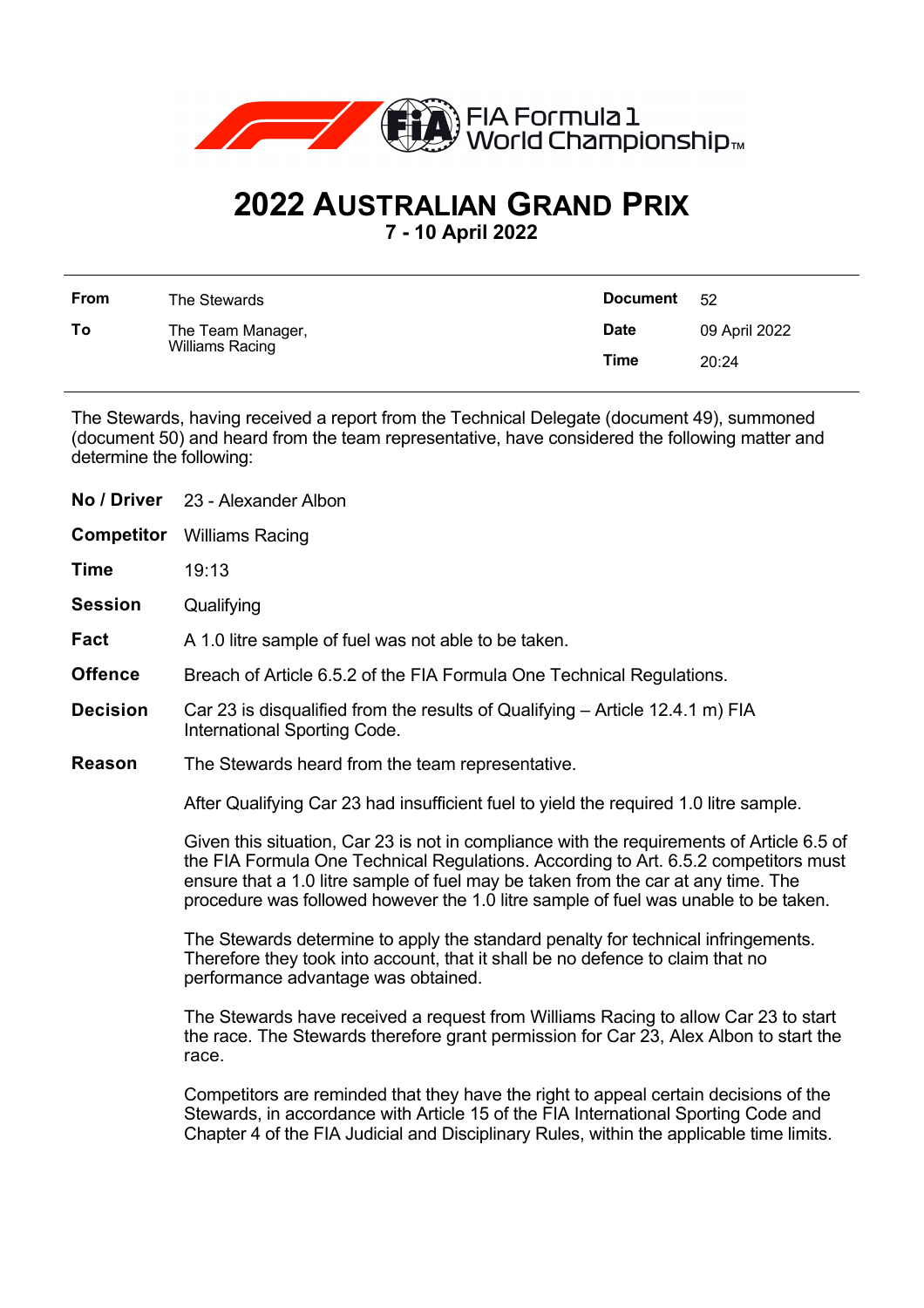FIA Formula 1 World Championship™

# 2022 Australian Grand Prix

**7 - 10 April 2022**

| | | | |
|---|---|---|---|
| **From** | The Stewards | **Document** | 52 |
| **To** | The Team Manager, Williams Racing | **Date** | 09 April 2022 |
| | | **Time** | 20:24 |

The Stewards, having received a report from the Technical Delegate (document 49), summoned (document 50) and heard from the team representative, have considered the following matter and determine the following:

| | |
|---|---|
| **No / Driver** | 23 - Alexander Albon |
| **Competitor** | Williams Racing |
| **Time** | 19:13 |
| **Session** | Qualifying |
| **Fact** | A 1.0 litre sample of fuel was not able to be taken. |
| **Offence** | Breach of Article 6.5.2 of the FIA Formula One Technical Regulations. |
| **Decision** | Car 23 is disqualified from the results of Qualifying – Article 12.4.1 m) FIA International Sporting Code. |

**Reason** The Stewards heard from the team representative.

After Qualifying Car 23 had insufficient fuel to yield the required 1.0 litre sample.

Given this situation, Car 23 is not in compliance with the requirements of Article 6.5 of the FIA Formula One Technical Regulations. According to Art. 6.5.2 competitors must ensure that a 1.0 litre sample of fuel may be taken from the car at any time. The procedure was followed however the 1.0 litre sample of fuel was unable to be taken.

The Stewards determine to apply the standard penalty for technical infringements. Therefore they took into account, that it shall be no defence to claim that no performance advantage was obtained.

The Stewards have received a request from Williams Racing to allow Car 23 to start the race. The Stewards therefore grant permission for Car 23, Alex Albon to start the race.

Competitors are reminded that they have the right to appeal certain decisions of the Stewards, in accordance with Article 15 of the FIA International Sporting Code and Chapter 4 of the FIA Judicial and Disciplinary Rules, within the applicable time limits.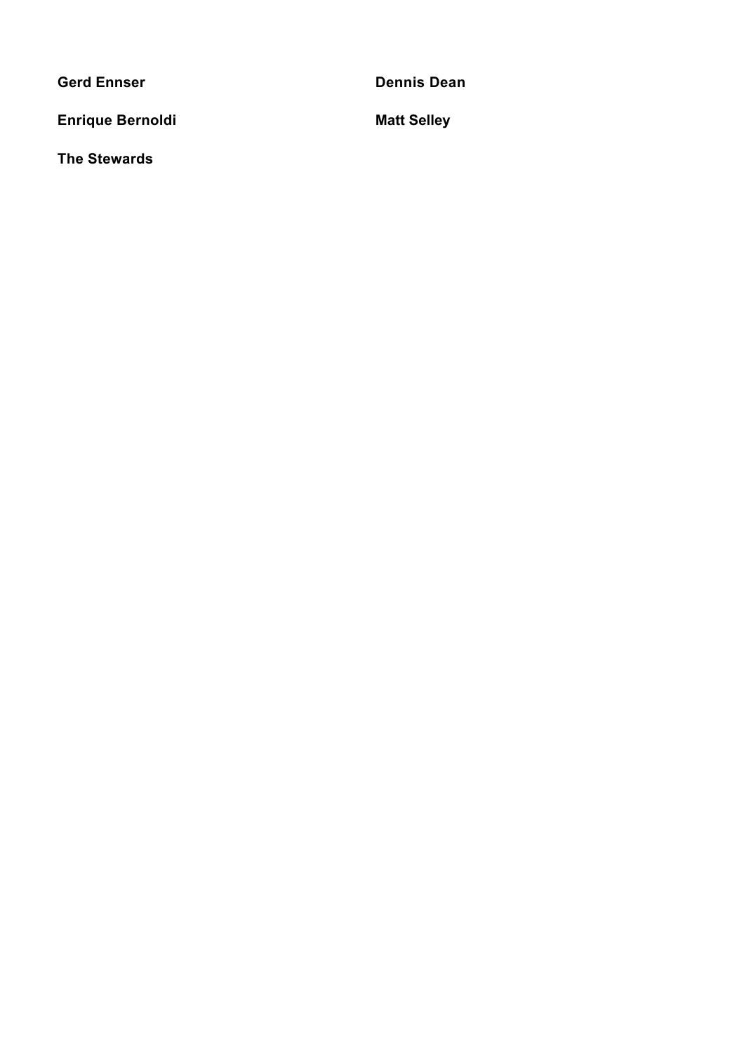**Gerd Ennser**

**Dennis Dean**

**Enrique Bernoldi**

**Matt Selley**

**The Stewards**